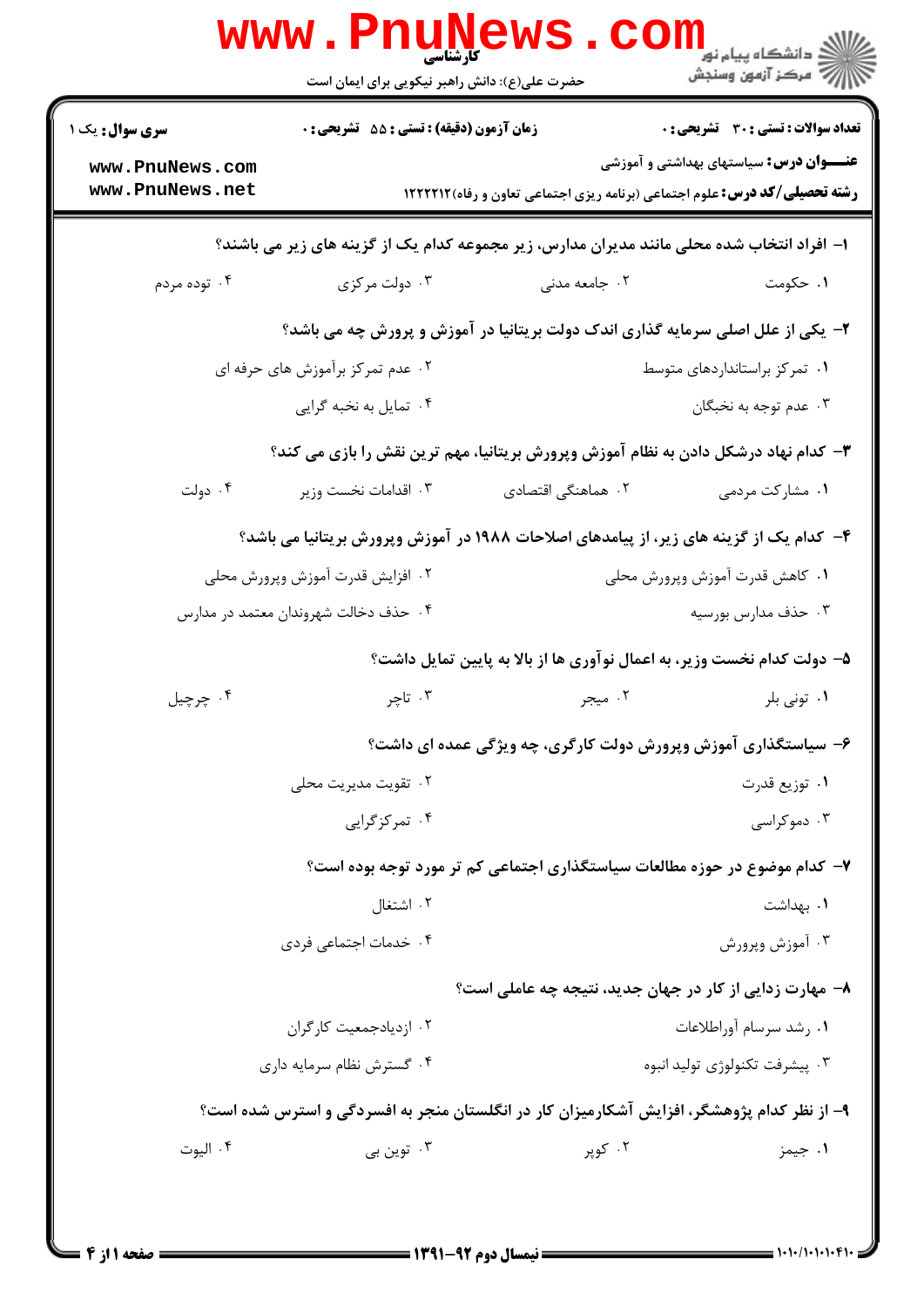کارشناسی

حضرت علی(ع): دانش راهبر نیکویی برای ایمان است

**سری سوال:** یک ۱ | **زمان آزمون (دقیقه) : تستی :** ۵۵ **تشریحی :** ۰ | **تعداد سوالات : تستی :** ۳۰ **تشریحی :** ۰

**عنـــوان درس:** سیاستهای بهداشتی و آموزشی

**رشته تحصیلی/کد درس:** علوم اجتماعی (برنامه ریزی اجتماعی تعاون و رفاه)۱۲۲۲۲۱۲

**۱-** افراد انتخاب شده محلی مانند مدیران مدارس، زیر مجموعه کدام یک از گزینه های زیر می باشند؟

۱. حکومت ۲. جامعه مدنی ۳. دولت مرکزی ۴. توده مردم

**۲-** یکی از علل اصلی سرمایه گذاری اندک دولت بریتانیا در آموزش و پرورش چه می باشد؟

۱. تمرکز براستانداردهای متوسط ۲. عدم تمرکز برآموزش های حرفه ای ۳. عدم توجه به نخبگان ۴. تمایل به نخبه گرایی

**۳-** کدام نهاد درشکل دادن به نظام آموزش وپرورش بریتانیا، مهم ترین نقش را بازی می کند؟

۱. مشارکت مردمی ۲. هماهنگی اقتصادی ۳. اقدامات نخست وزیر ۴. دولت

**۴-** کدام یک از گزینه های زیر، از پیامدهای اصلاحات ۱۹۸۸ در آموزش وپرورش بریتانیا می باشد؟

۱. کاهش قدرت آموزش وپرورش محلی ۲. افزایش قدرت آموزش وپرورش محلی ۳. حذف مدارس بورسیه ۴. حذف دخالت شهروندان معتمد در مدارس

**۵-** دولت کدام نخست وزیر، به اعمال نوآوری ها از بالا به پایین تمایل داشت؟

۱. تونی بلر ۲. میجر ۳. تاچر ۴. چرچیل

**۶-** سیاستگذاری آموزش وپرورش دولت کارگری، چه ویژگی عمده ای داشت؟

۱. توزیع قدرت ۲. تقویت مدیریت محلی ۳. دموکراسی ۴. تمرکزگرایی

**۷-** کدام موضوع در حوزه مطالعات سیاستگذاری اجتماعی کم تر مورد توجه بوده است؟

۱. بهداشت ۲. اشتغال ۳. آموزش وپرورش ۴. خدمات اجتماعی فردی

**۸-** مهارت زدایی از کار در جهان جدید، نتیجه چه عاملی است؟

۱. رشد سرسام آوراطلاعات ۲. ازدیادجمعیت کارگران ۳. پیشرفت تکنولوژی تولید انبوه ۴. گسترش نظام سرمایه داری

**۹-** از نظر کدام پژوهشگر، افزایش آشکارمیزان کار در انگلستان منجر به افسردگی و استرس شده است؟

۱. جیمز ۲. کوپر ۳. توین بی ۴. الیوت

نیمسال دوم ۹۲-۱۳۹۱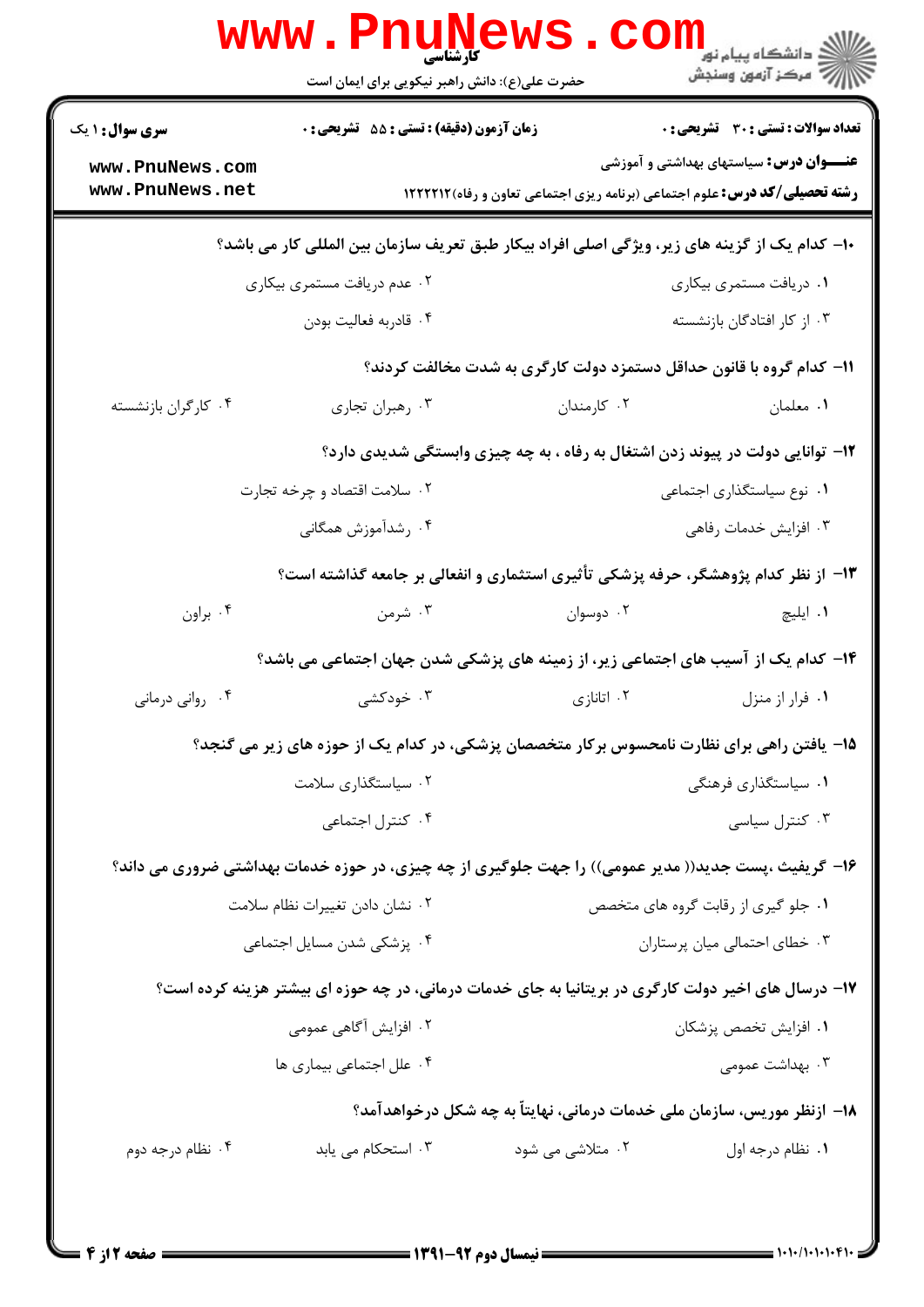**سری سوال:** ۱ یک | **زمان آزمون (دقیقه) : تستی : ۵۵ تشریحی : ۰** | **تعداد سوالات : تستی : ۳۰ تشریحی : ۰**

**عنـــوان درس:** سیاستهای بهداشتی و آموزشی

**رشته تحصیلی/کد درس:** علوم اجتماعی (برنامه ریزی اجتماعی تعاون و رفاه)۱۲۲۲۲۱۲

۱۰- کدام یک از گزینه های زیر، ویژگی اصلی افراد بیکار طبق تعریف سازمان بین المللی کار می باشد؟

۱. دریافت مستمری بیکاری
۲. عدم دریافت مستمری بیکاری
۳. از کار افتادگان بازنشسته
۴. قادربه فعالیت بودن

۱۱- کدام گروه با قانون حداقل دستمزد دولت کارگری به شدت مخالفت کردند؟

۱. معلمان
۲. کارمندان
۳. رهبران تجاری
۴. کارگران بازنشسته

۱۲- توانایی دولت در پیوند زدن اشتغال به رفاه ، به چه چیزی وابستگی شدیدی دارد؟

۱. نوع سیاستگذاری اجتماعی
۲. سلامت اقتصاد و چرخه تجارت
۳. افزایش خدمات رفاهی
۴. رشدآموزش همگانی

۱۳- از نظر کدام پژوهشگر، حرفه پزشکی تأثیری استثماری و انفعالی بر جامعه گذاشته است؟

۱. ایلیچ
۲. دوسوان
۳. شرمن
۴. براون

۱۴- کدام یک از آسیب های اجتماعی زیر، از زمینه های پزشکی شدن جهان اجتماعی می باشد؟

۱. فرار از منزل
۲. اتانازی
۳. خودکشی
۴. روانی درمانی

۱۵- یافتن راهی برای نظارت نامحسوس برکار متخصصان پزشکی، در کدام یک از حوزه های زیر می گنجد؟

۱. سیاستگذاری فرهنگی
۲. سیاستگذاری سلامت
۳. کنترل سیاسی
۴. کنترل اجتماعی

۱۶- گریفیث ،پست جدید(( مدیر عمومی)) را جهت جلوگیری از چه چیزی، در حوزه خدمات بهداشتی ضروری می داند؟

۱. جلو گیری از رقابت گروه های متخصص
۲. نشان دادن تغییرات نظام سلامت
۳. خطای احتمالی میان پرستاران
۴. پزشکی شدن مسایل اجتماعی

۱۷- درسال های اخیر دولت کارگری در بریتانیا به جای خدمات درمانی، در چه حوزه ای بیشتر هزینه کرده است؟

۱. افزایش تخصص پزشکان
۲. افزایش آگاهی عمومی
۳. بهداشت عمومی
۴. علل اجتماعی بیماری ها

۱۸- ازنظر موریس، سازمان ملی خدمات درمانی، نهایتاً به چه شکل درخواهدآمد؟

۱. نظام درجه اول
۲. متلاشی می شود
۳. استحکام می یابد
۴. نظام درجه دوم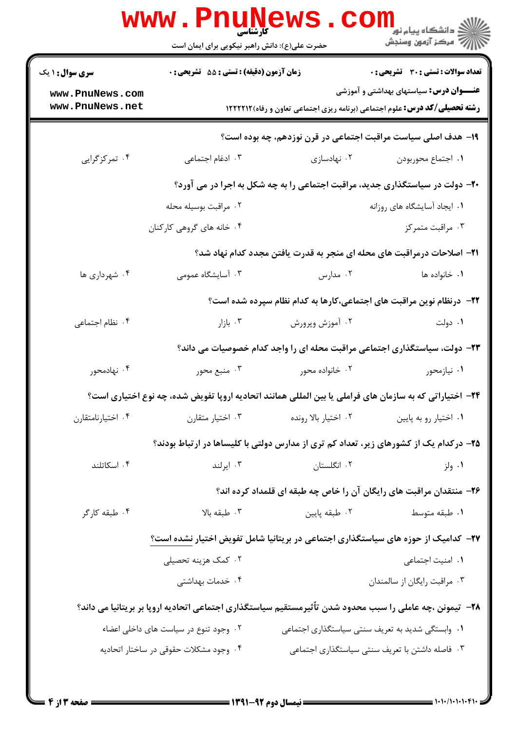**سری سوال: ۱ یک** | **زمان آزمون (دقیقه) : تستی : ۵۵ تشریحی : ۰** | **تعداد سوالات : تستی : ۳۰ تشریحی : ۰**

**عنـــوان درس:** سیاستهای بهداشتی و آموزشی

**رشته تحصیلی/کد درس:** علوم اجتماعی (برنامه ریزی اجتماعی تعاون و رفاه)۱۲۲۲۲۱۲

**۱۹- هدف اصلی سیاست مراقبت اجتماعی در قرن نوزدهم، چه بوده است؟**

۱. اجتماع محوربودن
۲. نهادسازی
۳. ادغام اجتماعی
۴. تمرکزگرایی

**۲۰- دولت در سیاستگذاری جدید، مراقبت اجتماعی را به چه شکل به اجرا در می آورد؟**

۱. ایجاد آسایشگاه های روزانه
۲. مراقبت بوسیله محله
۳. مراقبت متمرکز
۴. خانه های گروهی کارکنان

**۲۱- اصلاحات درمراقبت های محله ای منجر به قدرت یافتن مجدد کدام نهاد شد؟**

۱. خانواده ها
۲. مدارس
۳. آسایشگاه عمومی
۴. شهرداری ها

**۲۲- درنظام نوین مراقبت های اجتماعی،کارها به کدام نظام سپرده شده است؟**

۱. دولت
۲. آموزش وپرورش
۳. بازار
۴. نظام اجتماعی

**۲۳- دولت، سیاستگذاری اجتماعی مراقبت محله ای را واجد کدام خصوصیات می داند؟**

۱. نیازمحور
۲. خانواده محور
۳. منبع محور
۴. نهادمحور

**۲۴- اختیاراتی که به سازمان های فراملی یا بین المللی همانند اتحادیه اروپا تفویض شده، چه نوع اختیاری است؟**

۱. اختیار رو به پایین
۲. اختیار بالا رونده
۳. اختیار متقارن
۴. اختیارنامتقارن

**۲۵- درکدام یک از کشورهای زیر، تعداد کم تری از مدارس دولتی با کلیساها در ارتباط بودند؟**

۱. ولز
۲. انگلستان
۳. ایرلند
۴. اسکاتلند

**۲۶- منتقدان مراقبت های رایگان آن را خاص چه طبقه ای قلمداد کرده اند؟**

۱. طبقه متوسط
۲. طبقه پایین
۳. طبقه بالا
۴. طبقه کارگر

**۲۷- کدامیک از حوزه های سیاستگذاری اجتماعی در بریتانیا شامل تفویض اختیار نشده است؟**

۱. امنیت اجتماعی
۲. کمک هزینه تحصیلی
۳. مراقبت رایگان از سالمندان
۴. خدمات بهداشتی

**۲۸- تیمونن ،چه عاملی را سبب محدود شدن تأثیرمستقیم سیاستگذاری اجتماعی اتحادیه اروپا بر بریتانیا می داند؟**

۱. وابستگی شدید به تعریف سنتی سیاستگذاری اجتماعی
۲. وجود تنوع در سیاست های داخلی اعضاء
۳. فاصله داشتن با تعریف سنتی سیاستگذاری اجتماعی
۴. وجود مشکلات حقوقی در ساختار اتحادیه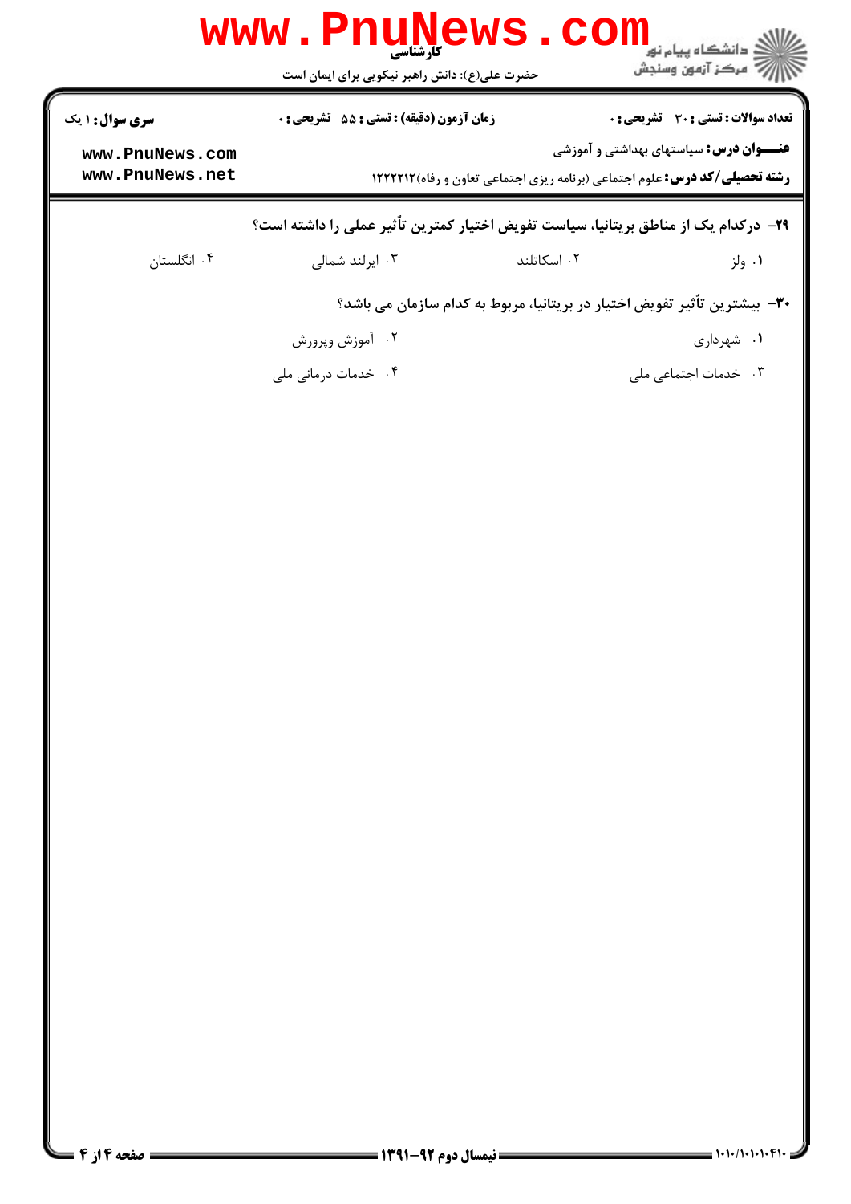۲۹- درکدام یک از مناطق بریتانیا، سیاست تفویض اختیار کمترین تأثیر عملی را داشته است؟

۱. ولز
۲. اسکاتلند
۳. ایرلند شمالی
۴. انگلستان

۳۰- بیشترین تأثیر تفویض اختیار در بریتانیا، مربوط به کدام سازمان می باشد؟

۱. شهرداری
۲. آموزش وپرورش
۳. خدمات اجتماعی ملی
۴. خدمات درمانی ملی